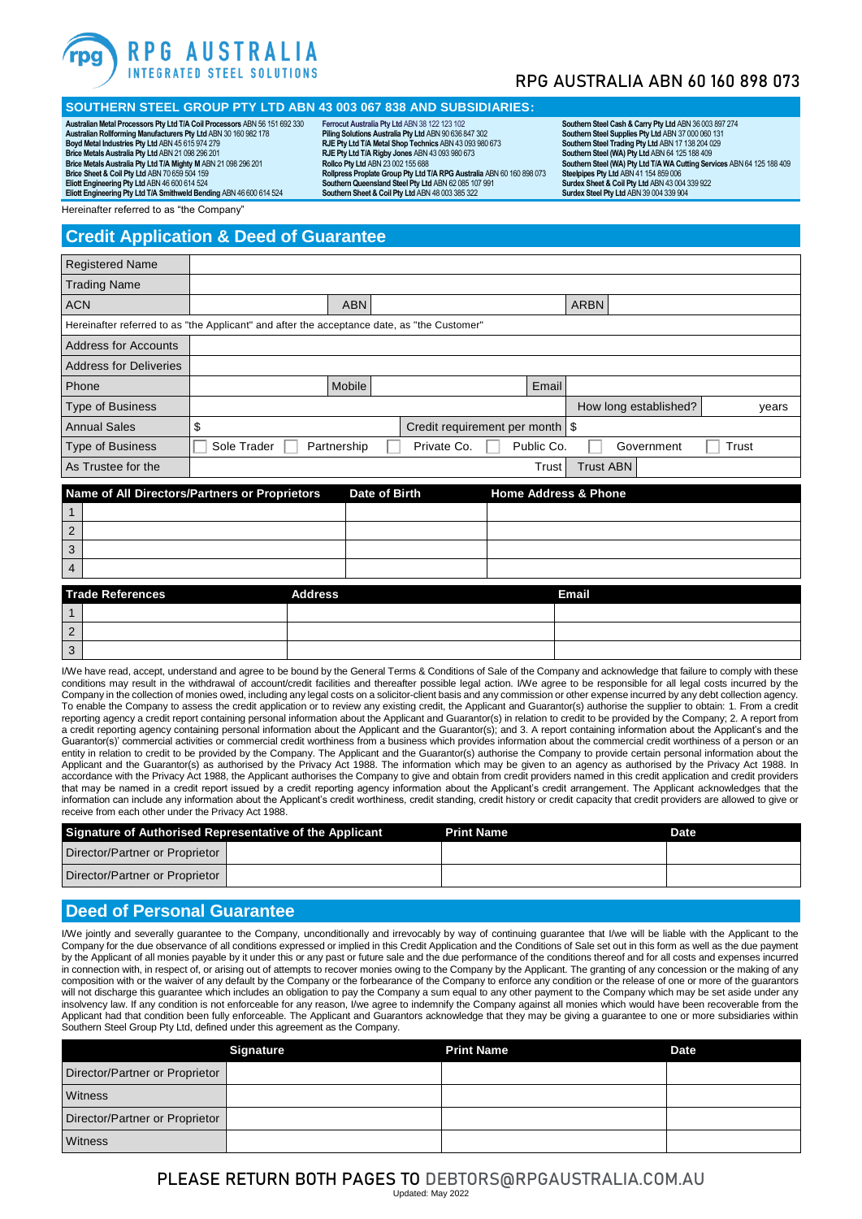# RPG AUSTRALIA

INTEGRATED STEEL SOLUTIONS

RPG AUSTRALIA ABN 60 160 898 073

## SOUTHERN STEEL GROUP PTY LTD ABN 43 003 067 838 AND SUBSIDIARIES:

**Australian Metal Processors Pty Ltd T/A Coil Processors** ABN 56 151 692 330
**Australian Rollforming Manufacturers Pty Ltd** ABN 30 160 982 178
**Boyd Metal Industries Pty Ltd** ABN 45 615 974 279
**Brice Metals Australia Pty Ltd** ABN 21 098 296 201
**Brice Metals Australia Pty Ltd T/A Mighty M** ABN 21 098 296 201
**Brice Sheet & Coil Pty Ltd** ABN 70 659 504 159
**Eliott Engineering Pty Ltd** ABN 46 600 614 524
**Eliott Engineering Pty Ltd T/A Smithweld Bending** ABN 46 600 614 524
**Ferrocut Australia Pty Ltd** ABN 38 122 123 102
**Piling Solutions Australia Pty Ltd** ABN 90 636 847 302
**RJE Pty Ltd T/A Metal Shop Technics** ABN 43 093 980 673
**RJE Pty Ltd T/A Rigby Jones** ABN 43 093 980 673
**Rollco Pty Ltd** ABN 23 002 155 688
**Rollpress Proplate Group Pty Ltd T/A RPG Australia** ABN 60 160 898 073
**Southern Queensland Steel Pty Ltd** ABN 62 085 107 991
**Southern Sheet & Coil Pty Ltd** ABN 48 003 385 322
**Southern Steel Cash & Carry Pty Ltd** ABN 36 003 897 274
**Southern Steel Supplies Pty Ltd** ABN 37 000 060 131
**Southern Steel Trading Pty Ltd** ABN 17 138 204 029
**Southern Steel (WA) Pty Ltd** ABN 64 125 188 409
**Southern Steel (WA) Pty Ltd T/A WA Cutting Services** ABN 64 125 188 409
**Steelpipes Pty Ltd** ABN 41 154 859 006
**Surdex Sheet & Coil Pty Ltd** ABN 43 004 339 922
**Surdex Steel Pty Ltd** ABN 39 004 339 904

Hereinafter referred to as "the Company"

## Credit Application & Deed of Guarantee

| | | | | | |
|---|---|---|---|---|---|
| Registered Name | | | | | |
| Trading Name | | | | | |
| ACN | | ABN | | ARBN | |
| Hereinafter referred to as "the Applicant" and after the acceptance date, as "the Customer" | | | | | |
| Address for Accounts | | | | | |
| Address for Deliveries | | | | | |
| Phone | | Mobile | | Email | |
| Type of Business | | | | How long established? | years |
| Annual Sales | $ | Credit requirement per month | $ | | |
| Type of Business | ☐ Sole Trader ☐ Partnership ☐ Private Co. ☐ Public Co. ☐ Government ☐ Trust | | | | |
| As Trustee for the | | | Trust | Trust ABN | |

| | Name of All Directors/Partners or Proprietors | Date of Birth | Home Address & Phone |
|---|---|---|---|
| 1 | | | |
| 2 | | | |
| 3 | | | |
| 4 | | | |

| | Trade References | Address | Email |
|---|---|---|---|
| 1 | | | |
| 2 | | | |
| 3 | | | |

I/We have read, accept, understand and agree to be bound by the General Terms & Conditions of Sale of the Company and acknowledge that failure to comply with these conditions may result in the withdrawal of account/credit facilities and thereafter possible legal action. I/We agree to be responsible for all legal costs incurred by the Company in the collection of monies owed, including any legal costs on a solicitor-client basis and any commission or other expense incurred by any debt collection agency. To enable the Company to assess the credit application or to review any existing credit, the Applicant and Guarantor(s) authorise the supplier to obtain: 1. From a credit reporting agency a credit report containing personal information about the Applicant and Guarantor(s) in relation to credit to be provided by the Company; 2. A report from a credit reporting agency containing personal information about the Applicant and the Guarantor(s); and 3. A report containing information about the Applicant's and the Guarantor(s)' commercial activities or commercial credit worthiness from a business which provides information about the commercial credit worthiness of a person or an entity in relation to credit to be provided by the Company. The Applicant and the Guarantor(s) authorise the Company to provide certain personal information about the Applicant and the Guarantor(s) as authorised by the Privacy Act 1988. The information which may be given to an agency as authorised by the Privacy Act 1988. In accordance with the Privacy Act 1988, the Applicant authorises the Company to give and obtain from credit providers named in this credit application and credit providers that may be named in a credit report issued by a credit reporting agency information about the Applicant's credit arrangement. The Applicant acknowledges that the information can include any information about the Applicant's credit worthiness, credit standing, credit history or credit capacity that credit providers are allowed to give or receive from each other under the Privacy Act 1988.

| Signature of Authorised Representative of the Applicant | | Print Name | Date |
|---|---|---|---|
| Director/Partner or Proprietor | | | |
| Director/Partner or Proprietor | | | |

## Deed of Personal Guarantee

I/We jointly and severally guarantee to the Company, unconditionally and irrevocably by way of continuing guarantee that I/we will be liable with the Applicant to the Company for the due observance of all conditions expressed or implied in this Credit Application and the Conditions of Sale set out in this form as well as the due payment by the Applicant of all monies payable by it under this or any past or future sale and the due performance of the conditions thereof and for all costs and expenses incurred in connection with, in respect of, or arising out of attempts to recover monies owing to the Company by the Applicant. The granting of any concession or the making of any composition with or the waiver of any default by the Company or the forbearance of the Company to enforce any condition or the release of one or more of the guarantors will not discharge this guarantee which includes an obligation to pay the Company a sum equal to any other payment to the Company which may be set aside under any insolvency law. If any condition is not enforceable for any reason, I/we agree to indemnify the Company against all monies which would have been recoverable from the Applicant had that condition been fully enforceable. The Applicant and Guarantors acknowledge that they may be giving a guarantee to one or more subsidiaries within Southern Steel Group Pty Ltd, defined under this agreement as the Company.

| | Signature | Print Name | Date |
|---|---|---|---|
| Director/Partner or Proprietor | | | |
| Witness | | | |
| Director/Partner or Proprietor | | | |
| Witness | | | |

PLEASE RETURN BOTH PAGES TO DEBTORS@RPGAUSTRALIA.COM.AU

Updated: May 2022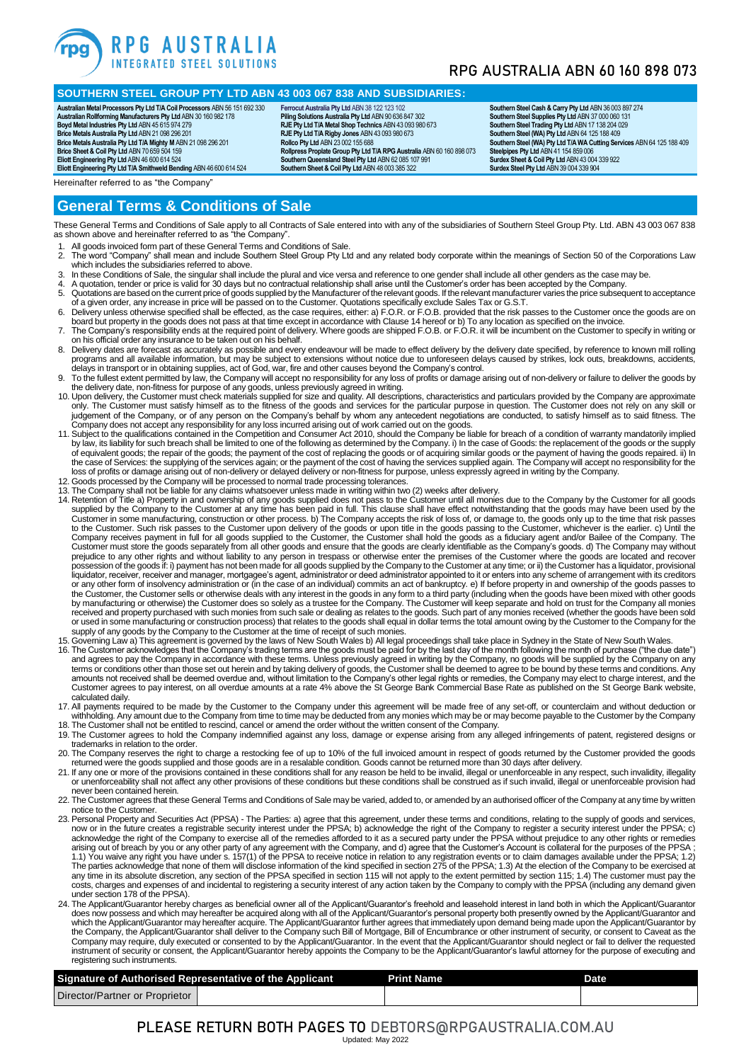RPG AUSTRALIA
INTEGRATED STEEL SOLUTIONS

RPG AUSTRALIA ABN 60 160 898 073

## SOUTHERN STEEL GROUP PTY LTD ABN 43 003 067 838 AND SUBSIDIARIES:

**Australian Metal Processors Pty Ltd T/A Coil Processors** ABN 56 151 692 330
**Australian Rollforming Manufacturers Pty Ltd** ABN 30 160 982 178
**Boyd Metal Industries Pty Ltd** ABN 45 615 974 279
**Brice Metals Australia Pty Ltd** ABN 21 098 296 201
**Brice Metals Australia Pty Ltd T/A Mighty M** ABN 21 098 296 201
**Brice Sheet & Coil Pty Ltd** ABN 70 659 504 159
**Eliott Engineering Pty Ltd** ABN 46 600 614 524
**Eliott Engineering Pty Ltd T/A Smithweld Bending** ABN 46 600 614 524
**Ferrocut Australia Pty Ltd** ABN 38 122 123 102
**Piling Solutions Australia Pty Ltd** ABN 90 636 847 302
**RJE Pty Ltd T/A Metal Shop Technics** ABN 43 093 980 673
**RJE Pty Ltd T/A Rigby Jones** ABN 43 093 980 673
**Rollco Pty Ltd** ABN 23 002 155 688
**Rollpress Proplate Group Pty Ltd T/A RPG Australia** ABN 60 160 898 073
**Southern Queensland Steel Pty Ltd** ABN 62 085 107 991
**Southern Sheet & Coil Pty Ltd** ABN 48 003 385 322
**Southern Steel Cash & Carry Pty Ltd** ABN 36 003 897 274
**Southern Steel Supplies Pty Ltd** ABN 37 000 060 131
**Southern Steel Trading Pty Ltd** ABN 17 138 204 029
**Southern Steel (WA) Pty Ltd** ABN 64 125 188 409
**Southern Steel (WA) Pty Ltd T/A WA Cutting Services** ABN 64 125 188 409
**Steelpipes Pty Ltd** ABN 41 154 859 006
**Surdex Sheet & Coil Pty Ltd** ABN 43 004 339 922
**Surdex Steel Pty Ltd** ABN 39 004 339 904

Hereinafter referred to as "the Company"

## General Terms & Conditions of Sale

These General Terms and Conditions of Sale apply to all Contracts of Sale entered into with any of the subsidiaries of Southern Steel Group Pty. Ltd. ABN 43 003 067 838 as shown above and hereinafter referred to as "the Company".

1. All goods invoiced form part of these General Terms and Conditions of Sale.
2. The word "Company" shall mean and include Southern Steel Group Pty Ltd and any related body corporate within the meanings of Section 50 of the Corporations Law which includes the subsidiaries referred to above.
3. In these Conditions of Sale, the singular shall include the plural and vice versa and reference to one gender shall include all other genders as the case may be.
4. A quotation, tender or price is valid for 30 days but no contractual relationship shall arise until the Customer's order has been accepted by the Company.
5. Quotations are based on the current price of goods supplied by the Manufacturer of the relevant goods. If the relevant manufacturer varies the price subsequent to acceptance of a given order, any increase in price will be passed on to the Customer. Quotations specifically exclude Sales Tax or G.S.T.
6. Delivery unless otherwise specified shall be effected, as the case requires, either: a) F.O.R. or F.O.B. provided that the risk passes to the Customer once the goods are on board but property in the goods does not pass at that time except in accordance with Clause 14 hereof or b) To any location as specified on the invoice.
7. The Company's responsibility ends at the required point of delivery. Where goods are shipped F.O.B. or F.O.R. it will be incumbent on the Customer to specify in writing or on his official order any insurance to be taken out on his behalf.
8. Delivery dates are forecast as accurately as possible and every endeavour will be made to effect delivery by the delivery date specified, by reference to known mill rolling programs and all available information, but may be subject to extensions without notice due to unforeseen delays caused by strikes, lock outs, breakdowns, accidents, delays in transport or in obtaining supplies, act of God, war, fire and other causes beyond the Company's control.
9. To the fullest extent permitted by law, the Company will accept no responsibility for any loss of profits or damage arising out of non-delivery or failure to deliver the goods by the delivery date, non-fitness for purpose of any goods, unless previously agreed in writing.
10. Upon delivery, the Customer must check materials supplied for size and quality. All descriptions, characteristics and particulars provided by the Company are approximate only. The Customer must satisfy himself as to the fitness of the goods and services for the particular purpose in question. The Customer does not rely on any skill or judgement of the Company, or of any person on the Company's behalf by whom any antecedent negotiations are conducted, to satisfy himself as to said fitness. The Company does not accept any responsibility for any loss incurred arising out of work carried out on the goods.
11. Subject to the qualifications contained in the Competition and Consumer Act 2010, should the Company be liable for breach of a condition of warranty mandatorily implied by law, its liability for such breach shall be limited to one of the following as determined by the Company. i) In the case of Goods: the replacement of the goods or the supply of equivalent goods; the repair of the goods; the payment of the cost of replacing the goods or of acquiring similar goods or the payment of having the goods repaired. ii) In the case of Services: the supplying of the services again; or the payment of the cost of having the services supplied again. The Company will accept no responsibility for the loss of profits or damage arising out of non-delivery or delayed delivery or non-fitness for purpose, unless expressly agreed in writing by the Company.
12. Goods processed by the Company will be processed to normal trade processing tolerances.
13. The Company shall not be liable for any claims whatsoever unless made in writing within two (2) weeks after delivery.
14. Retention of Title a) Property in and ownership of any goods supplied does not pass to the Customer until all monies due to the Company by the Customer for all goods supplied by the Company to the Customer at any time has been paid in full. This clause shall have effect notwithstanding that the goods may have been used by the Customer in some manufacturing, construction or other process. b) The Company accepts the risk of loss of, or damage to, the goods only up to the time that risk passes to the Customer. Such risk passes to the Customer upon delivery of the goods or upon title in the goods passing to the Customer, whichever is the earlier. c) Until the Company receives payment in full for all goods supplied to the Customer, the Customer shall hold the goods as a fiduciary agent and/or Bailee of the Company. The Customer must store the goods separately from all other goods and ensure that the goods are clearly identifiable as the Company's goods. d) The Company may without prejudice to any other rights and without liability to any person in trespass or otherwise enter the premises of the Customer where the goods are located and recover possession of the goods if: i) payment has not been made for all goods supplied by the Company to the Customer at any time; or ii) the Customer has a liquidator, provisional liquidator, receiver, receiver and manager, mortgagee's agent, administrator or deed administrator appointed to it or enters into any scheme of arrangement with its creditors or any other form of insolvency administration or (in the case of an individual) commits an act of bankruptcy. e) If before property in and ownership of the goods passes to the Customer, the Customer sells or otherwise deals with any interest in the goods in any form to a third party (including when the goods have been mixed with other goods by manufacturing or otherwise) the Customer does so solely as a trustee for the Company. The Customer will keep separate and hold on trust for the Company all monies received and property purchased with such monies from such sale or dealing as relates to the goods. Such part of any monies received (whether the goods have been sold or used in some manufacturing or construction process) that relates to the goods shall equal in dollar terms the total amount owing by the Customer to the Company for the supply of any goods by the Company to the Customer at the time of receipt of such monies.
15. Governing Law a) This agreement is governed by the laws of New South Wales b) All legal proceedings shall take place in Sydney in the State of New South Wales.
16. The Customer acknowledges that the Company's trading terms are the goods must be paid for by the last day of the month following the month of purchase ("the due date") and agrees to pay the Company in accordance with these terms. Unless previously agreed in writing by the Company, no goods will be supplied by the Company on any terms or conditions other than those set out herein and by taking delivery of goods, the Customer shall be deemed to agree to be bound by these terms and conditions. Any amounts not received shall be deemed overdue and, without limitation to the Company's other legal rights or remedies, the Company may elect to charge interest, and the Customer agrees to pay interest, on all overdue amounts at a rate 4% above the St George Bank Commercial Base Rate as published on the St George Bank website, calculated daily.
17. All payments required to be made by the Customer to the Company under this agreement will be made free of any set-off, or counterclaim and without deduction or withholding. Any amount due to the Company from time to time may be deducted from any monies which may be or may become payable to the Customer by the Company
18. The Customer shall not be entitled to rescind, cancel or amend the order without the written consent of the Company.
19. The Customer agrees to hold the Company indemnified against any loss, damage or expense arising from any alleged infringements of patent, registered designs or trademarks in relation to the order.
20. The Company reserves the right to charge a restocking fee of up to 10% of the full invoiced amount in respect of goods returned by the Customer provided the goods returned were the goods supplied and those goods are in a resalable condition. Goods cannot be returned more than 30 days after delivery.
21. If any one or more of the provisions contained in these conditions shall for any reason be held to be invalid, illegal or unenforceable in any respect, such invalidity, illegality or unenforceability shall not affect any other provisions of these conditions but these conditions shall be construed as if such invalid, illegal or unenforceable provision had never been contained herein.
22. The Customer agrees that these General Terms and Conditions of Sale may be varied, added to, or amended by an authorised officer of the Company at any time by written notice to the Customer.
23. Personal Property and Securities Act (PPSA) - The Parties: a) agree that this agreement, under these terms and conditions, relating to the supply of goods and services, now or in the future creates a registrable security interest under the PPSA; b) acknowledge the right of the Company to register a security interest under the PPSA; c) acknowledge the right of the Company to exercise all of the remedies afforded to it as a secured party under the PPSA without prejudice to any other rights or remedies arising out of breach by you or any other party of any agreement with the Company, and d) agree that the Customer's Account is collateral for the purposes of the PPSA ; 1.1) You waive any right you have under s. 157(1) of the PPSA to receive notice in relation to any registration events or to claim damages available under the PPSA; 1.2) The parties acknowledge that none of them will disclose information of the kind specified in section 275 of the PPSA; 1.3) At the election of the Company to be exercised at any time in its absolute discretion, any section of the PPSA specified in section 115 will not apply to the extent permitted by section 115; 1.4) The customer must pay the costs, charges and expenses of and incidental to registering a security interest of any action taken by the Company to comply with the PPSA (including any demand given under section 178 of the PPSA).
24. The Applicant/Guarantor hereby charges as beneficial owner all of the Applicant/Guarantor's freehold and leasehold interest in land both in which the Applicant/Guarantor does now possess and which may hereafter be acquired along with all of the Applicant/Guarantor's personal property both presently owned by the Applicant/Guarantor and which the Applicant/Guarantor may hereafter acquire. The Applicant/Guarantor further agrees that immediately upon demand being made upon the Applicant/Guarantor by the Company, the Applicant/Guarantor shall deliver to the Company such Bill of Mortgage, Bill of Encumbrance or other instrument of security, or consent to Caveat as the Company may require, duly executed or consented to by the Applicant/Guarantor. In the event that the Applicant/Guarantor should neglect or fail to deliver the requested instrument of security or consent, the Applicant/Guarantor hereby appoints the Company to be the Applicant/Guarantor's lawful attorney for the purpose of executing and registering such instruments.

| Signature of Authorised Representative of the Applicant | | Print Name | Date |
|---|---|---|---|
| Director/Partner or Proprietor | | | |

PLEASE RETURN BOTH PAGES TO DEBTORS@RPGAUSTRALIA.COM.AU

Updated: May 2022